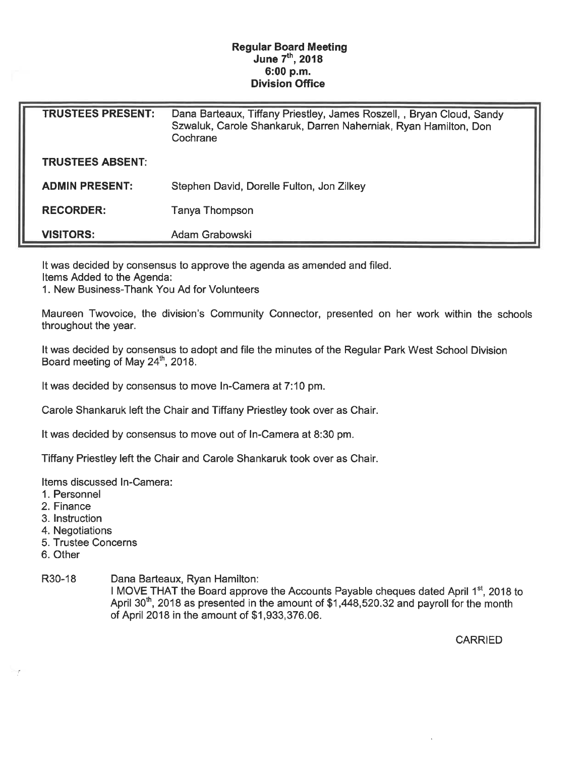**Regular Board Meeting**
**June 7th, 2018**
**6:00 p.m.**
**Division Office**

| | |
|---|---|
| **TRUSTEES PRESENT:** | Dana Barteaux, Tiffany Priestley, James Roszell, , Bryan Cloud, Sandy Szwaluk, Carole Shankaruk, Darren Naherniak, Ryan Hamilton, Don Cochrane |
| **TRUSTEES ABSENT:** | |
| **ADMIN PRESENT:** | Stephen David, Dorelle Fulton, Jon Zilkey |
| **RECORDER:** | Tanya Thompson |
| **VISITORS:** | Adam Grabowski |

It was decided by consensus to approve the agenda as amended and filed.
Items Added to the Agenda:
1. New Business-Thank You Ad for Volunteers

Maureen Twovoice, the division's Community Connector, presented on her work within the schools throughout the year.

It was decided by consensus to adopt and file the minutes of the Regular Park West School Division Board meeting of May 24th, 2018.

It was decided by consensus to move In-Camera at 7:10 pm.

Carole Shankaruk left the Chair and Tiffany Priestley took over as Chair.

It was decided by consensus to move out of In-Camera at 8:30 pm.

Tiffany Priestley left the Chair and Carole Shankaruk took over as Chair.

Items discussed In-Camera:
1. Personnel
2. Finance
3. Instruction
4. Negotiations
5. Trustee Concerns
6. Other

R30-18 Dana Barteaux, Ryan Hamilton:
I MOVE THAT the Board approve the Accounts Payable cheques dated April 1st, 2018 to April 30th, 2018 as presented in the amount of $1,448,520.32 and payroll for the month of April 2018 in the amount of $1,933,376.06.

CARRIED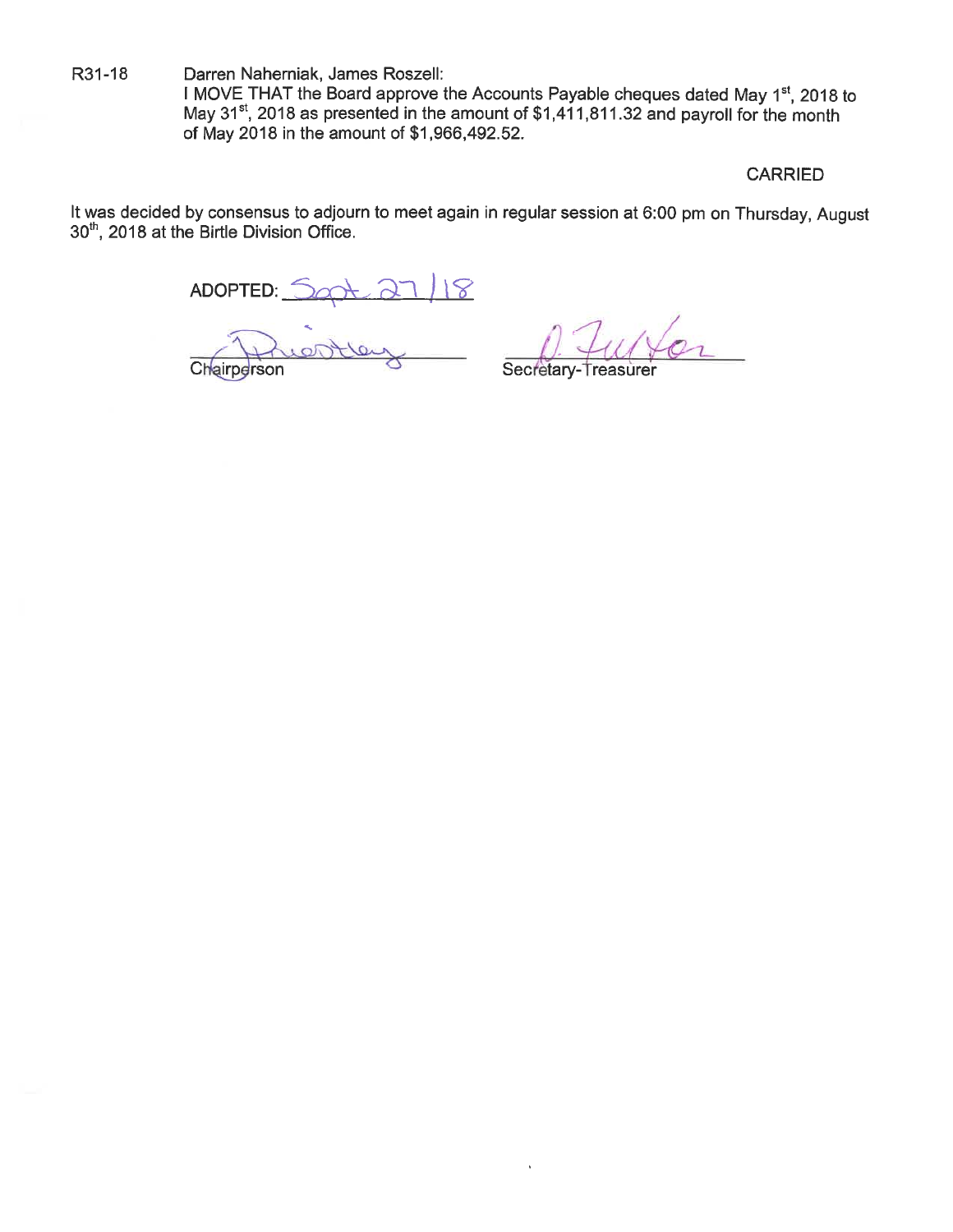R31-18 Darren Naherniak, James Roszell:
I MOVE THAT the Board approve the Accounts Payable cheques dated May 1st, 2018 to May 31st, 2018 as presented in the amount of $1,411,811.32 and payroll for the month of May 2018 in the amount of $1,966,492.52.

CARRIED

It was decided by consensus to adjourn to meet again in regular session at 6:00 pm on Thursday, August 30th, 2018 at the Birtle Division Office.

ADOPTED: Sept. 27/18

Chairperson

Secretary-Treasurer